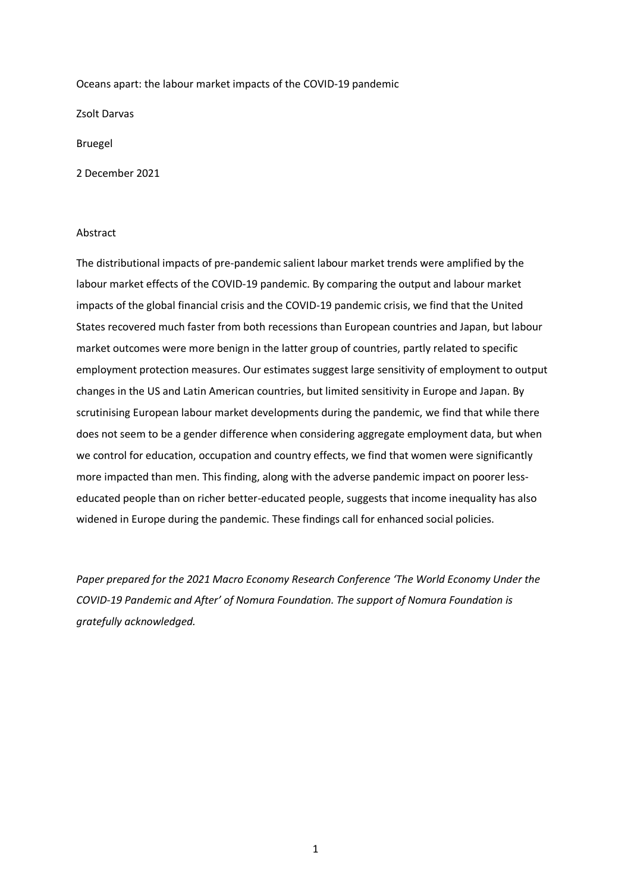# Oceans apart: the labour market impacts of the COVID-19 pandemic

Zsolt Darvas

Bruegel

2 December 2021

## Abstract

The distributional impacts of pre-pandemic salient labour market trends were amplified by the labour market effects of the COVID-19 pandemic. By comparing the output and labour market impacts of the global financial crisis and the COVID-19 pandemic crisis, we find that the United States recovered much faster from both recessions than European countries and Japan, but labour market outcomes were more benign in the latter group of countries, partly related to specific employment protection measures. Our estimates suggest large sensitivity of employment to output changes in the US and Latin American countries, but limited sensitivity in Europe and Japan. By scrutinising European labour market developments during the pandemic, we find that while there does not seem to be a gender difference when considering aggregate employment data, but when we control for education, occupation and country effects, we find that women were significantly more impacted than men. This finding, along with the adverse pandemic impact on poorer less-educated people than on richer better-educated people, suggests that income inequality has also widened in Europe during the pandemic. These findings call for enhanced social policies.

*Paper prepared for the 2021 Macro Economy Research Conference 'The World Economy Under the COVID-19 Pandemic and After' of Nomura Foundation. The support of Nomura Foundation is gratefully acknowledged.*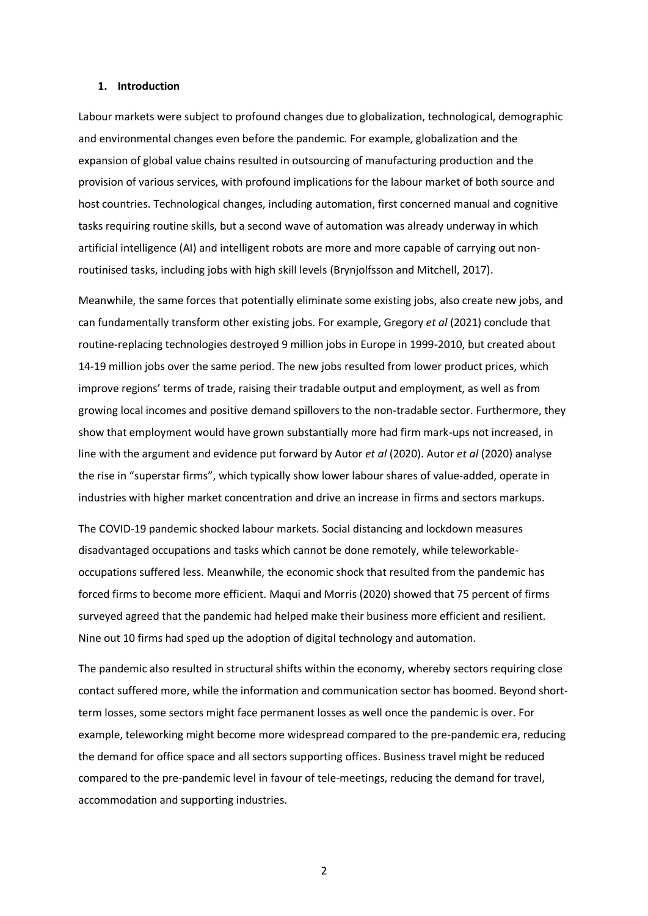## 1. Introduction

Labour markets were subject to profound changes due to globalization, technological, demographic and environmental changes even before the pandemic. For example, globalization and the expansion of global value chains resulted in outsourcing of manufacturing production and the provision of various services, with profound implications for the labour market of both source and host countries. Technological changes, including automation, first concerned manual and cognitive tasks requiring routine skills, but a second wave of automation was already underway in which artificial intelligence (AI) and intelligent robots are more and more capable of carrying out non-routinised tasks, including jobs with high skill levels (Brynjolfsson and Mitchell, 2017).

Meanwhile, the same forces that potentially eliminate some existing jobs, also create new jobs, and can fundamentally transform other existing jobs. For example, Gregory *et al* (2021) conclude that routine-replacing technologies destroyed 9 million jobs in Europe in 1999-2010, but created about 14-19 million jobs over the same period. The new jobs resulted from lower product prices, which improve regions' terms of trade, raising their tradable output and employment, as well as from growing local incomes and positive demand spillovers to the non-tradable sector. Furthermore, they show that employment would have grown substantially more had firm mark-ups not increased, in line with the argument and evidence put forward by Autor *et al* (2020). Autor *et al* (2020) analyse the rise in "superstar firms", which typically show lower labour shares of value-added, operate in industries with higher market concentration and drive an increase in firms and sectors markups.

The COVID-19 pandemic shocked labour markets. Social distancing and lockdown measures disadvantaged occupations and tasks which cannot be done remotely, while teleworkable-occupations suffered less. Meanwhile, the economic shock that resulted from the pandemic has forced firms to become more efficient. Maqui and Morris (2020) showed that 75 percent of firms surveyed agreed that the pandemic had helped make their business more efficient and resilient. Nine out 10 firms had sped up the adoption of digital technology and automation.

The pandemic also resulted in structural shifts within the economy, whereby sectors requiring close contact suffered more, while the information and communication sector has boomed. Beyond short-term losses, some sectors might face permanent losses as well once the pandemic is over. For example, teleworking might become more widespread compared to the pre-pandemic era, reducing the demand for office space and all sectors supporting offices. Business travel might be reduced compared to the pre-pandemic level in favour of tele-meetings, reducing the demand for travel, accommodation and supporting industries.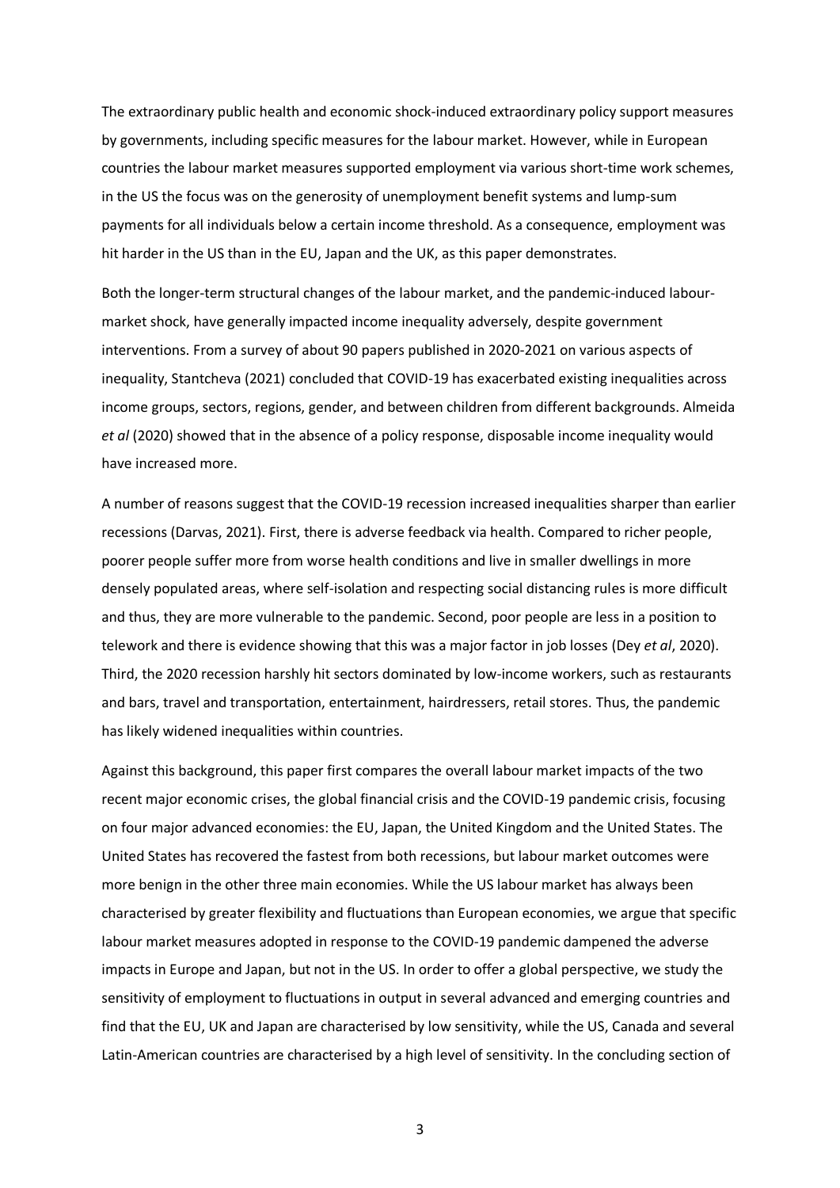The extraordinary public health and economic shock-induced extraordinary policy support measures by governments, including specific measures for the labour market. However, while in European countries the labour market measures supported employment via various short-time work schemes, in the US the focus was on the generosity of unemployment benefit systems and lump-sum payments for all individuals below a certain income threshold. As a consequence, employment was hit harder in the US than in the EU, Japan and the UK, as this paper demonstrates.

Both the longer-term structural changes of the labour market, and the pandemic-induced labour-market shock, have generally impacted income inequality adversely, despite government interventions. From a survey of about 90 papers published in 2020-2021 on various aspects of inequality, Stantcheva (2021) concluded that COVID-19 has exacerbated existing inequalities across income groups, sectors, regions, gender, and between children from different backgrounds. Almeida *et al* (2020) showed that in the absence of a policy response, disposable income inequality would have increased more.

A number of reasons suggest that the COVID-19 recession increased inequalities sharper than earlier recessions (Darvas, 2021). First, there is adverse feedback via health. Compared to richer people, poorer people suffer more from worse health conditions and live in smaller dwellings in more densely populated areas, where self-isolation and respecting social distancing rules is more difficult and thus, they are more vulnerable to the pandemic. Second, poor people are less in a position to telework and there is evidence showing that this was a major factor in job losses (Dey *et al*, 2020). Third, the 2020 recession harshly hit sectors dominated by low-income workers, such as restaurants and bars, travel and transportation, entertainment, hairdressers, retail stores. Thus, the pandemic has likely widened inequalities within countries.

Against this background, this paper first compares the overall labour market impacts of the two recent major economic crises, the global financial crisis and the COVID-19 pandemic crisis, focusing on four major advanced economies: the EU, Japan, the United Kingdom and the United States. The United States has recovered the fastest from both recessions, but labour market outcomes were more benign in the other three main economies. While the US labour market has always been characterised by greater flexibility and fluctuations than European economies, we argue that specific labour market measures adopted in response to the COVID-19 pandemic dampened the adverse impacts in Europe and Japan, but not in the US. In order to offer a global perspective, we study the sensitivity of employment to fluctuations in output in several advanced and emerging countries and find that the EU, UK and Japan are characterised by low sensitivity, while the US, Canada and several Latin-American countries are characterised by a high level of sensitivity. In the concluding section of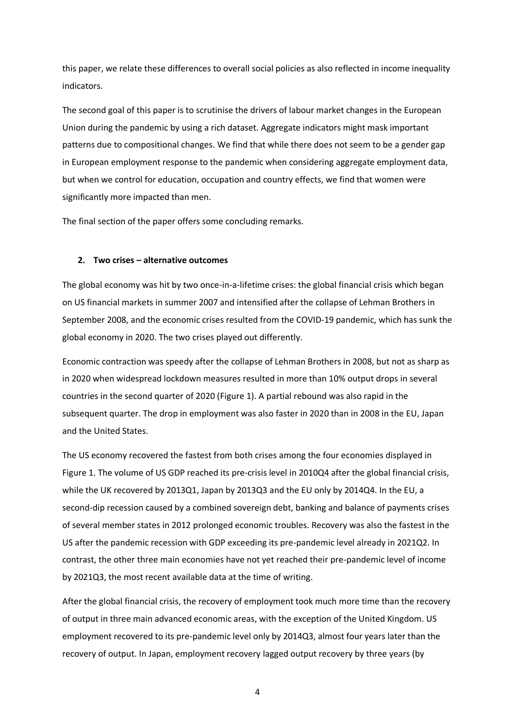this paper, we relate these differences to overall social policies as also reflected in income inequality indicators.

The second goal of this paper is to scrutinise the drivers of labour market changes in the European Union during the pandemic by using a rich dataset. Aggregate indicators might mask important patterns due to compositional changes. We find that while there does not seem to be a gender gap in European employment response to the pandemic when considering aggregate employment data, but when we control for education, occupation and country effects, we find that women were significantly more impacted than men.

The final section of the paper offers some concluding remarks.

## 2. Two crises – alternative outcomes

The global economy was hit by two once-in-a-lifetime crises: the global financial crisis which began on US financial markets in summer 2007 and intensified after the collapse of Lehman Brothers in September 2008, and the economic crises resulted from the COVID-19 pandemic, which has sunk the global economy in 2020. The two crises played out differently.

Economic contraction was speedy after the collapse of Lehman Brothers in 2008, but not as sharp as in 2020 when widespread lockdown measures resulted in more than 10% output drops in several countries in the second quarter of 2020 (Figure 1). A partial rebound was also rapid in the subsequent quarter. The drop in employment was also faster in 2020 than in 2008 in the EU, Japan and the United States.

The US economy recovered the fastest from both crises among the four economies displayed in Figure 1. The volume of US GDP reached its pre-crisis level in 2010Q4 after the global financial crisis, while the UK recovered by 2013Q1, Japan by 2013Q3 and the EU only by 2014Q4. In the EU, a second-dip recession caused by a combined sovereign debt, banking and balance of payments crises of several member states in 2012 prolonged economic troubles. Recovery was also the fastest in the US after the pandemic recession with GDP exceeding its pre-pandemic level already in 2021Q2. In contrast, the other three main economies have not yet reached their pre-pandemic level of income by 2021Q3, the most recent available data at the time of writing.

After the global financial crisis, the recovery of employment took much more time than the recovery of output in three main advanced economic areas, with the exception of the United Kingdom. US employment recovered to its pre-pandemic level only by 2014Q3, almost four years later than the recovery of output. In Japan, employment recovery lagged output recovery by three years (by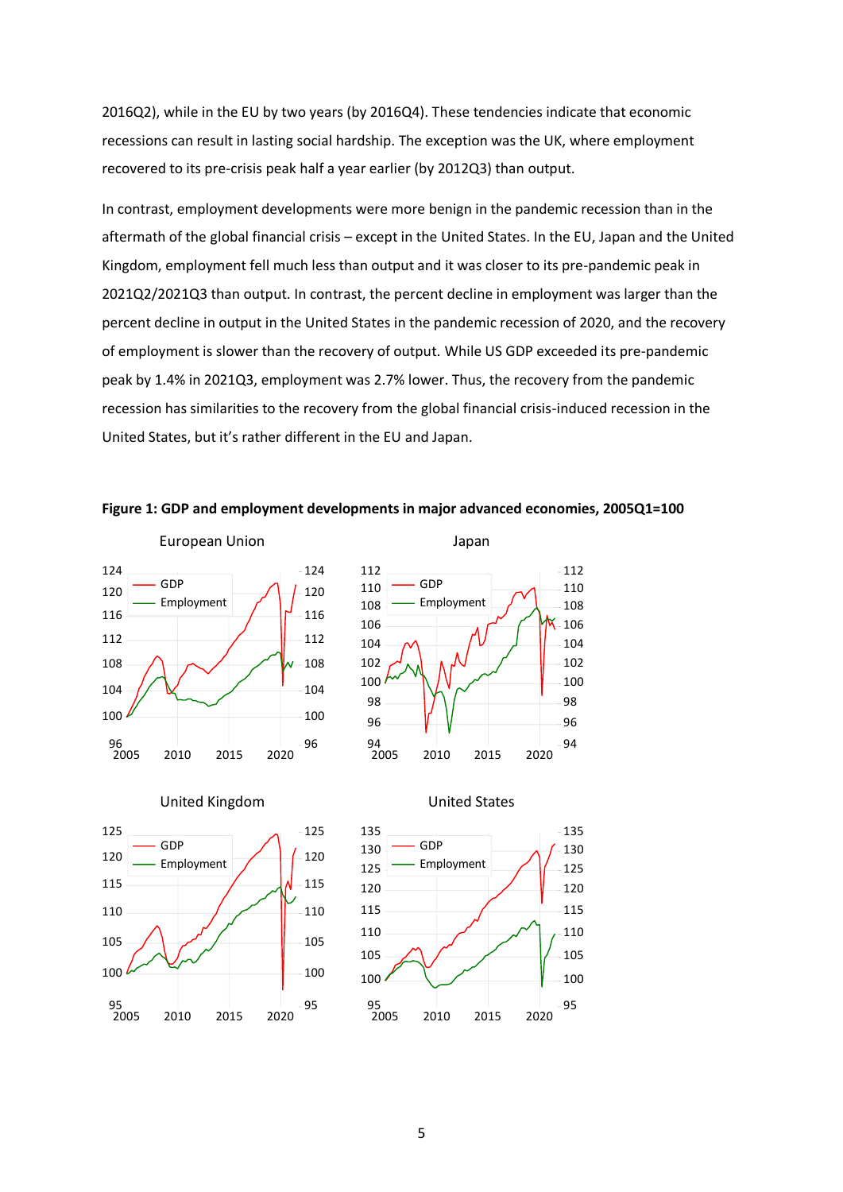2016Q2), while in the EU by two years (by 2016Q4). These tendencies indicate that economic recessions can result in lasting social hardship. The exception was the UK, where employment recovered to its pre-crisis peak half a year earlier (by 2012Q3) than output.

In contrast, employment developments were more benign in the pandemic recession than in the aftermath of the global financial crisis – except in the United States. In the EU, Japan and the United Kingdom, employment fell much less than output and it was closer to its pre-pandemic peak in 2021Q2/2021Q3 than output. In contrast, the percent decline in employment was larger than the percent decline in output in the United States in the pandemic recession of 2020, and the recovery of employment is slower than the recovery of output. While US GDP exceeded its pre-pandemic peak by 1.4% in 2021Q3, employment was 2.7% lower. Thus, the recovery from the pandemic recession has similarities to the recovery from the global financial crisis-induced recession in the United States, but it's rather different in the EU and Japan.

**Figure 1: GDP and employment developments in major advanced economies, 2005Q1=100**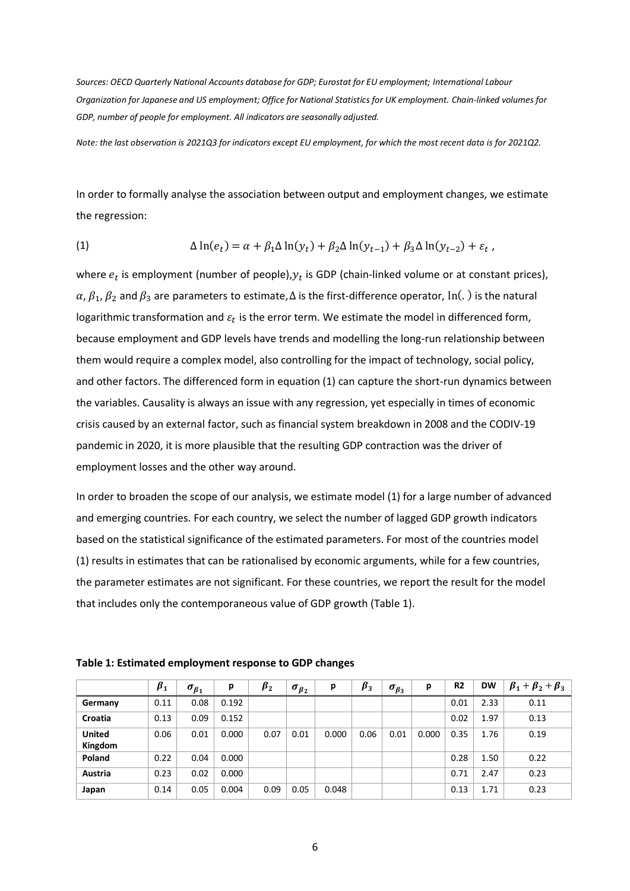*Sources: OECD Quarterly National Accounts database for GDP; Eurostat for EU employment; International Labour Organization for Japanese and US employment; Office for National Statistics for UK employment. Chain-linked volumes for GDP, number of people for employment. All indicators are seasonally adjusted.*

*Note: the last observation is 2021Q3 for indicators except EU employment, for which the most recent data is for 2021Q2.*

In order to formally analyse the association between output and employment changes, we estimate the regression:

$$\Delta \ln(e_t) = \alpha + \beta_1 \Delta \ln(y_t) + \beta_2 \Delta \ln(y_{t-1}) + \beta_3 \Delta \ln(y_{t-2}) + \varepsilon_t \,, \tag{1}$$

where $e_t$ is employment (number of people), $y_t$ is GDP (chain-linked volume or at constant prices), $\alpha$, $\beta_1$, $\beta_2$ and $\beta_3$ are parameters to estimate, $\Delta$ is the first-difference operator, $\ln(.)$ is the natural logarithmic transformation and $\varepsilon_t$ is the error term. We estimate the model in differenced form, because employment and GDP levels have trends and modelling the long-run relationship between them would require a complex model, also controlling for the impact of technology, social policy, and other factors. The differenced form in equation (1) can capture the short-run dynamics between the variables. Causality is always an issue with any regression, yet especially in times of economic crisis caused by an external factor, such as financial system breakdown in 2008 and the CODIV-19 pandemic in 2020, it is more plausible that the resulting GDP contraction was the driver of employment losses and the other way around.

In order to broaden the scope of our analysis, we estimate model (1) for a large number of advanced and emerging countries. For each country, we select the number of lagged GDP growth indicators based on the statistical significance of the estimated parameters. For most of the countries model (1) results in estimates that can be rationalised by economic arguments, while for a few countries, the parameter estimates are not significant. For these countries, we report the result for the model that includes only the contemporaneous value of GDP growth (Table 1).

**Table 1: Estimated employment response to GDP changes**

| | $\beta_1$ | $\sigma_{\beta_1}$ | p | $\beta_2$ | $\sigma_{\beta_2}$ | p | $\beta_3$ | $\sigma_{\beta_3}$ | p | R2 | DW | $\beta_1 + \beta_2 + \beta_3$ |
|---|---|---|---|---|---|---|---|---|---|---|---|---|
| **Germany** | 0.11 | 0.08 | 0.192 | | | | | | | 0.01 | 2.33 | 0.11 |
| **Croatia** | 0.13 | 0.09 | 0.152 | | | | | | | 0.02 | 1.97 | 0.13 |
| **United Kingdom** | 0.06 | 0.01 | 0.000 | 0.07 | 0.01 | 0.000 | 0.06 | 0.01 | 0.000 | 0.35 | 1.76 | 0.19 |
| **Poland** | 0.22 | 0.04 | 0.000 | | | | | | | 0.28 | 1.50 | 0.22 |
| **Austria** | 0.23 | 0.02 | 0.000 | | | | | | | 0.71 | 2.47 | 0.23 |
| **Japan** | 0.14 | 0.05 | 0.004 | 0.09 | 0.05 | 0.048 | | | | 0.13 | 1.71 | 0.23 |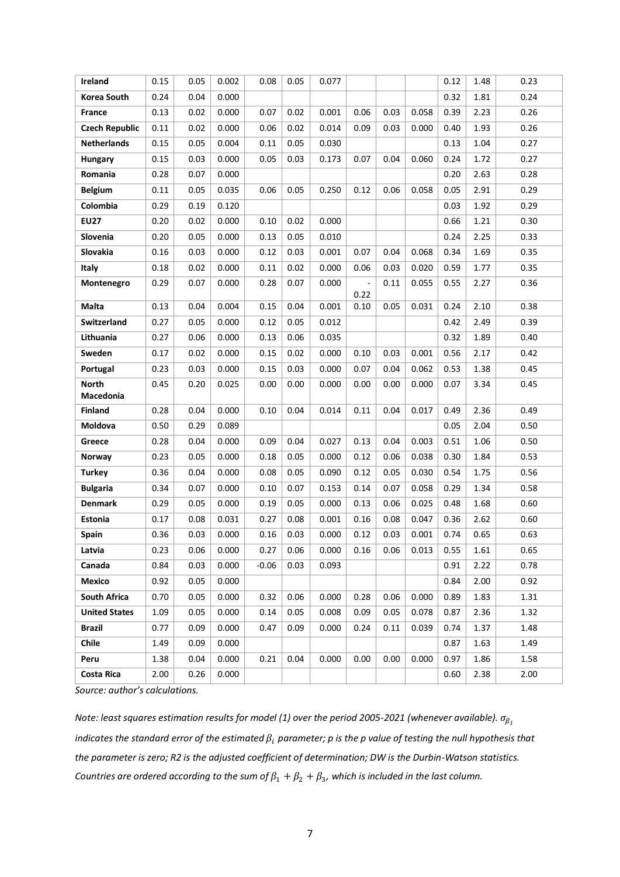| | | | | | | | | | | | | |
|---|---|---|---|---|---|---|---|---|---|---|---|---|
| **Ireland** | 0.15 | 0.05 | 0.002 | 0.08 | 0.05 | 0.077 | | | | 0.12 | 1.48 | 0.23 |
| **Korea South** | 0.24 | 0.04 | 0.000 | | | | | | | 0.32 | 1.81 | 0.24 |
| **France** | 0.13 | 0.02 | 0.000 | 0.07 | 0.02 | 0.001 | 0.06 | 0.03 | 0.058 | 0.39 | 2.23 | 0.26 |
| **Czech Republic** | 0.11 | 0.02 | 0.000 | 0.06 | 0.02 | 0.014 | 0.09 | 0.03 | 0.000 | 0.40 | 1.93 | 0.26 |
| **Netherlands** | 0.15 | 0.05 | 0.004 | 0.11 | 0.05 | 0.030 | | | | 0.13 | 1.04 | 0.27 |
| **Hungary** | 0.15 | 0.03 | 0.000 | 0.05 | 0.03 | 0.173 | 0.07 | 0.04 | 0.060 | 0.24 | 1.72 | 0.27 |
| **Romania** | 0.28 | 0.07 | 0.000 | | | | | | | 0.20 | 2.63 | 0.28 |
| **Belgium** | 0.11 | 0.05 | 0.035 | 0.06 | 0.05 | 0.250 | 0.12 | 0.06 | 0.058 | 0.05 | 2.91 | 0.29 |
| **Colombia** | 0.29 | 0.19 | 0.120 | | | | | | | 0.03 | 1.92 | 0.29 |
| **EU27** | 0.20 | 0.02 | 0.000 | 0.10 | 0.02 | 0.000 | | | | 0.66 | 1.21 | 0.30 |
| **Slovenia** | 0.20 | 0.05 | 0.000 | 0.13 | 0.05 | 0.010 | | | | 0.24 | 2.25 | 0.33 |
| **Slovakia** | 0.16 | 0.03 | 0.000 | 0.12 | 0.03 | 0.001 | 0.07 | 0.04 | 0.068 | 0.34 | 1.69 | 0.35 |
| **Italy** | 0.18 | 0.02 | 0.000 | 0.11 | 0.02 | 0.000 | 0.06 | 0.03 | 0.020 | 0.59 | 1.77 | 0.35 |
| **Montenegro** | 0.29 | 0.07 | 0.000 | 0.28 | 0.07 | 0.000 | -0.22 | 0.11 | 0.055 | 0.55 | 2.27 | 0.36 |
| **Malta** | 0.13 | 0.04 | 0.004 | 0.15 | 0.04 | 0.001 | 0.10 | 0.05 | 0.031 | 0.24 | 2.10 | 0.38 |
| **Switzerland** | 0.27 | 0.05 | 0.000 | 0.12 | 0.05 | 0.012 | | | | 0.42 | 2.49 | 0.39 |
| **Lithuania** | 0.27 | 0.06 | 0.000 | 0.13 | 0.06 | 0.035 | | | | 0.32 | 1.89 | 0.40 |
| **Sweden** | 0.17 | 0.02 | 0.000 | 0.15 | 0.02 | 0.000 | 0.10 | 0.03 | 0.001 | 0.56 | 2.17 | 0.42 |
| **Portugal** | 0.23 | 0.03 | 0.000 | 0.15 | 0.03 | 0.000 | 0.07 | 0.04 | 0.062 | 0.53 | 1.38 | 0.45 |
| **North Macedonia** | 0.45 | 0.20 | 0.025 | 0.00 | 0.00 | 0.000 | 0.00 | 0.00 | 0.000 | 0.07 | 3.34 | 0.45 |
| **Finland** | 0.28 | 0.04 | 0.000 | 0.10 | 0.04 | 0.014 | 0.11 | 0.04 | 0.017 | 0.49 | 2.36 | 0.49 |
| **Moldova** | 0.50 | 0.29 | 0.089 | | | | | | | 0.05 | 2.04 | 0.50 |
| **Greece** | 0.28 | 0.04 | 0.000 | 0.09 | 0.04 | 0.027 | 0.13 | 0.04 | 0.003 | 0.51 | 1.06 | 0.50 |
| **Norway** | 0.23 | 0.05 | 0.000 | 0.18 | 0.05 | 0.000 | 0.12 | 0.06 | 0.038 | 0.30 | 1.84 | 0.53 |
| **Turkey** | 0.36 | 0.04 | 0.000 | 0.08 | 0.05 | 0.090 | 0.12 | 0.05 | 0.030 | 0.54 | 1.75 | 0.56 |
| **Bulgaria** | 0.34 | 0.07 | 0.000 | 0.10 | 0.07 | 0.153 | 0.14 | 0.07 | 0.058 | 0.29 | 1.34 | 0.58 |
| **Denmark** | 0.29 | 0.05 | 0.000 | 0.19 | 0.05 | 0.000 | 0.13 | 0.06 | 0.025 | 0.48 | 1.68 | 0.60 |
| **Estonia** | 0.17 | 0.08 | 0.031 | 0.27 | 0.08 | 0.001 | 0.16 | 0.08 | 0.047 | 0.36 | 2.62 | 0.60 |
| **Spain** | 0.36 | 0.03 | 0.000 | 0.16 | 0.03 | 0.000 | 0.12 | 0.03 | 0.001 | 0.74 | 0.65 | 0.63 |
| **Latvia** | 0.23 | 0.06 | 0.000 | 0.27 | 0.06 | 0.000 | 0.16 | 0.06 | 0.013 | 0.55 | 1.61 | 0.65 |
| **Canada** | 0.84 | 0.03 | 0.000 | -0.06 | 0.03 | 0.093 | | | | 0.91 | 2.22 | 0.78 |
| **Mexico** | 0.92 | 0.05 | 0.000 | | | | | | | 0.84 | 2.00 | 0.92 |
| **South Africa** | 0.70 | 0.05 | 0.000 | 0.32 | 0.06 | 0.000 | 0.28 | 0.06 | 0.000 | 0.89 | 1.83 | 1.31 |
| **United States** | 1.09 | 0.05 | 0.000 | 0.14 | 0.05 | 0.008 | 0.09 | 0.05 | 0.078 | 0.87 | 2.36 | 1.32 |
| **Brazil** | 0.77 | 0.09 | 0.000 | 0.47 | 0.09 | 0.000 | 0.24 | 0.11 | 0.039 | 0.74 | 1.37 | 1.48 |
| **Chile** | 1.49 | 0.09 | 0.000 | | | | | | | 0.87 | 1.63 | 1.49 |
| **Peru** | 1.38 | 0.04 | 0.000 | 0.21 | 0.04 | 0.000 | 0.00 | 0.00 | 0.000 | 0.97 | 1.86 | 1.58 |
| **Costa Rica** | 2.00 | 0.26 | 0.000 | | | | | | | 0.60 | 2.38 | 2.00 |

*Source: author's calculations.*

*Note: least squares estimation results for model (1) over the period 2005-2021 (whenever available). $\sigma_{\beta_i}$ indicates the standard error of the estimated $\beta_i$ parameter; p is the p value of testing the null hypothesis that the parameter is zero; R2 is the adjusted coefficient of determination; DW is the Durbin-Watson statistics. Countries are ordered according to the sum of $\beta_1 + \beta_2 + \beta_3$, which is included in the last column.*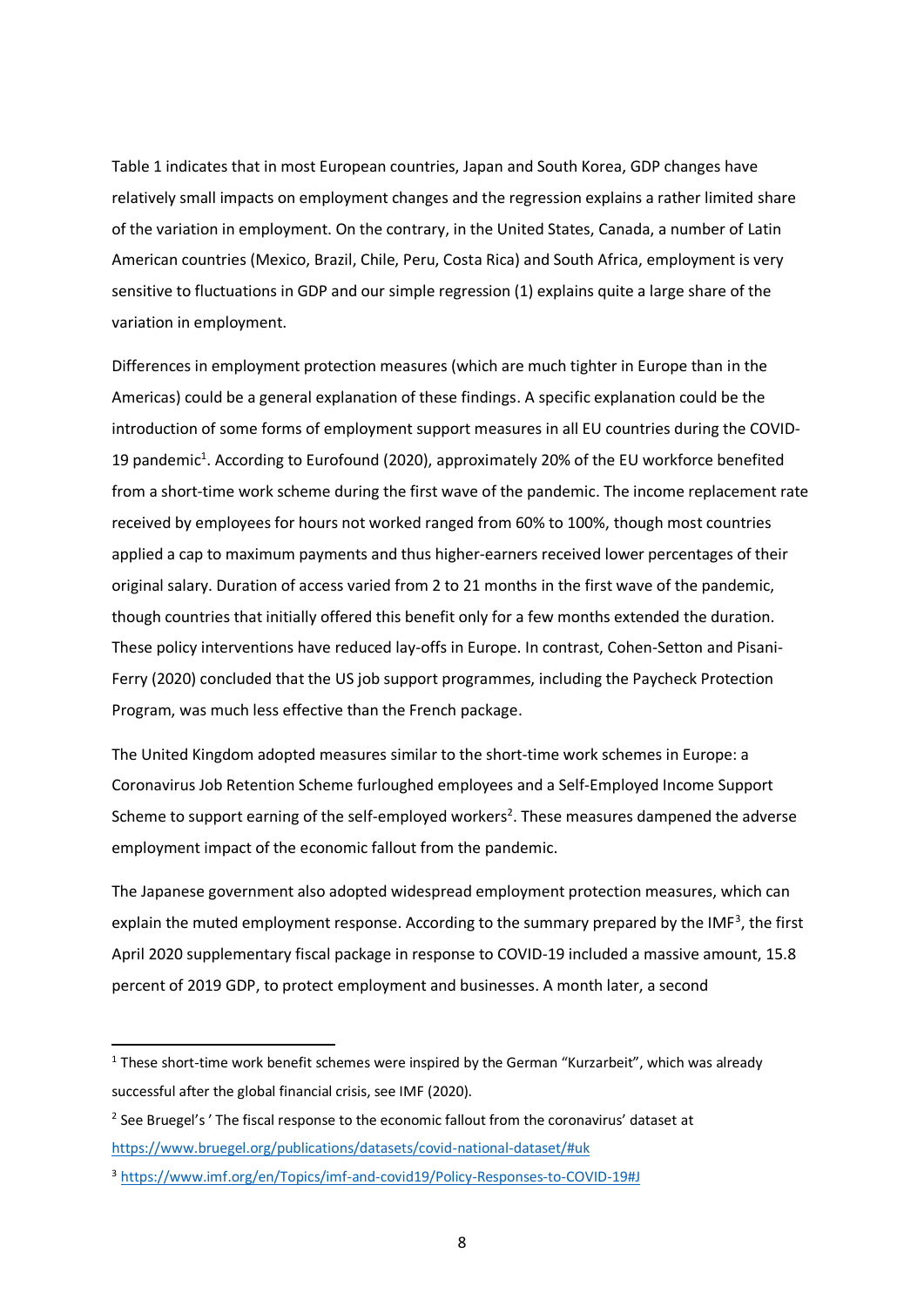Table 1 indicates that in most European countries, Japan and South Korea, GDP changes have relatively small impacts on employment changes and the regression explains a rather limited share of the variation in employment. On the contrary, in the United States, Canada, a number of Latin American countries (Mexico, Brazil, Chile, Peru, Costa Rica) and South Africa, employment is very sensitive to fluctuations in GDP and our simple regression (1) explains quite a large share of the variation in employment.

Differences in employment protection measures (which are much tighter in Europe than in the Americas) could be a general explanation of these findings. A specific explanation could be the introduction of some forms of employment support measures in all EU countries during the COVID-19 pandemic[1]. According to Eurofound (2020), approximately 20% of the EU workforce benefited from a short-time work scheme during the first wave of the pandemic. The income replacement rate received by employees for hours not worked ranged from 60% to 100%, though most countries applied a cap to maximum payments and thus higher-earners received lower percentages of their original salary. Duration of access varied from 2 to 21 months in the first wave of the pandemic, though countries that initially offered this benefit only for a few months extended the duration. These policy interventions have reduced lay-offs in Europe. In contrast, Cohen-Setton and Pisani-Ferry (2020) concluded that the US job support programmes, including the Paycheck Protection Program, was much less effective than the French package.

The United Kingdom adopted measures similar to the short-time work schemes in Europe: a Coronavirus Job Retention Scheme furloughed employees and a Self-Employed Income Support Scheme to support earning of the self-employed workers[2]. These measures dampened the adverse employment impact of the economic fallout from the pandemic.

The Japanese government also adopted widespread employment protection measures, which can explain the muted employment response. According to the summary prepared by the IMF[3], the first April 2020 supplementary fiscal package in response to COVID-19 included a massive amount, 15.8 percent of 2019 GDP, to protect employment and businesses. A month later, a second

---

[1] These short-time work benefit schemes were inspired by the German "Kurzarbeit", which was already successful after the global financial crisis, see IMF (2020).

[2] See Bruegel's ' The fiscal response to the economic fallout from the coronavirus' dataset at https://www.bruegel.org/publications/datasets/covid-national-dataset/#uk

[3] https://www.imf.org/en/Topics/imf-and-covid19/Policy-Responses-to-COVID-19#J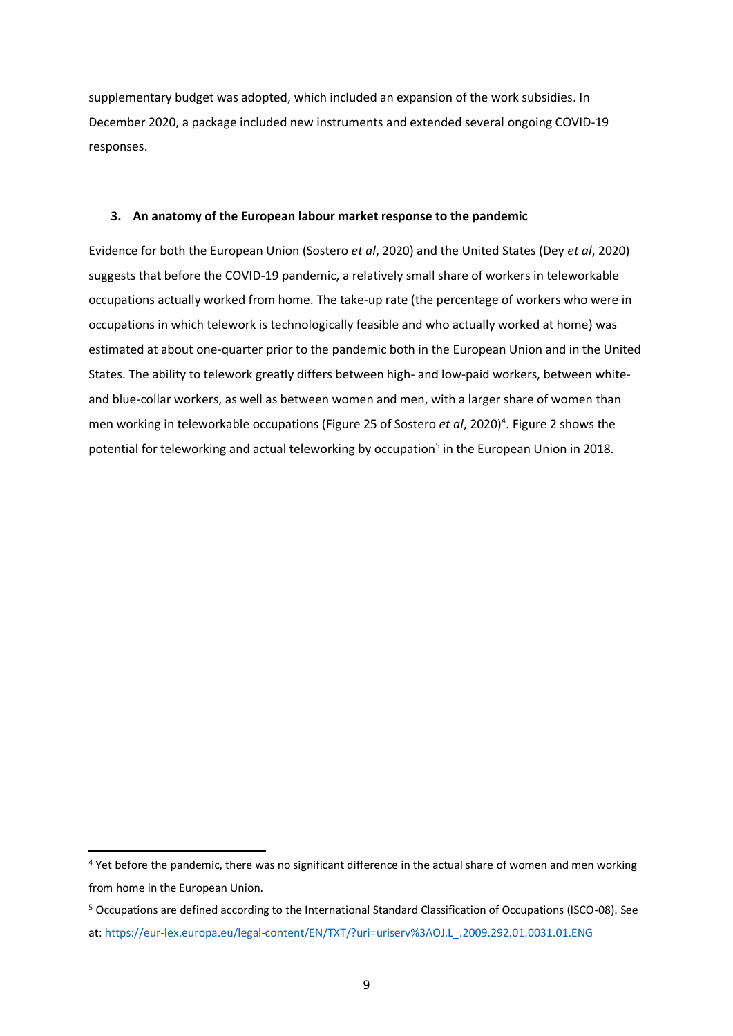supplementary budget was adopted, which included an expansion of the work subsidies. In December 2020, a package included new instruments and extended several ongoing COVID-19 responses.

## 3. An anatomy of the European labour market response to the pandemic

Evidence for both the European Union (Sostero *et al*, 2020) and the United States (Dey *et al*, 2020) suggests that before the COVID-19 pandemic, a relatively small share of workers in teleworkable occupations actually worked from home. The take-up rate (the percentage of workers who were in occupations in which telework is technologically feasible and who actually worked at home) was estimated at about one-quarter prior to the pandemic both in the European Union and in the United States. The ability to telework greatly differs between high- and low-paid workers, between white- and blue-collar workers, as well as between women and men, with a larger share of women than men working in teleworkable occupations (Figure 25 of Sostero *et al*, 2020)[4]. Figure 2 shows the potential for teleworking and actual teleworking by occupation[5] in the European Union in 2018.

---

[4] Yet before the pandemic, there was no significant difference in the actual share of women and men working from home in the European Union.

[5] Occupations are defined according to the International Standard Classification of Occupations (ISCO-08). See at: https://eur-lex.europa.eu/legal-content/EN/TXT/?uri=uriserv%3AOJ.L_.2009.292.01.0031.01.ENG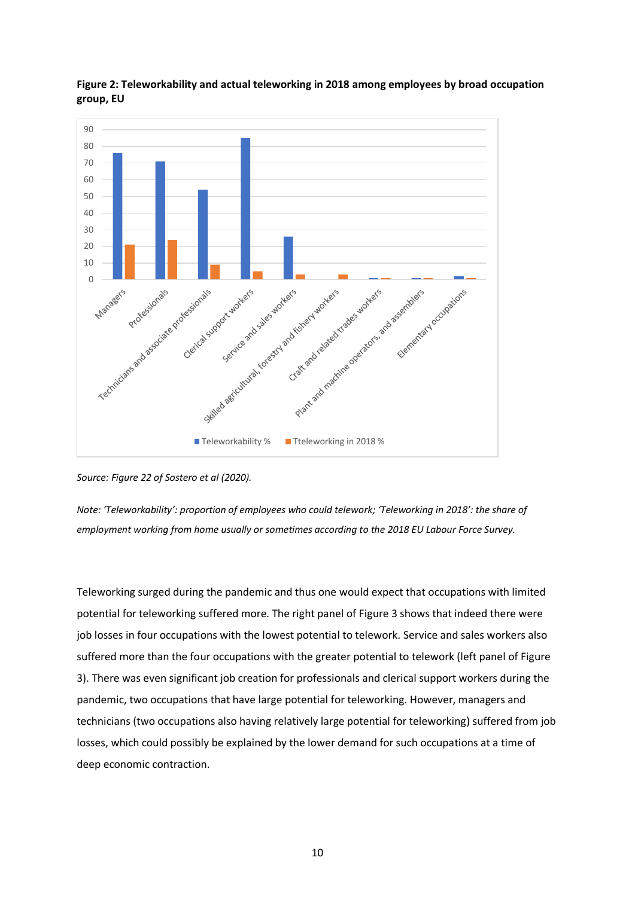**Figure 2: Teleworkability and actual teleworking in 2018 among employees by broad occupation group, EU**

*Source: Figure 22 of Sostero et al (2020).*

*Note: 'Teleworkability': proportion of employees who could telework; 'Teleworking in 2018': the share of employment working from home usually or sometimes according to the 2018 EU Labour Force Survey.*

Teleworking surged during the pandemic and thus one would expect that occupations with limited potential for teleworking suffered more. The right panel of Figure 3 shows that indeed there were job losses in four occupations with the lowest potential to telework. Service and sales workers also suffered more than the four occupations with the greater potential to telework (left panel of Figure 3). There was even significant job creation for professionals and clerical support workers during the pandemic, two occupations that have large potential for teleworking. However, managers and technicians (two occupations also having relatively large potential for teleworking) suffered from job losses, which could possibly be explained by the lower demand for such occupations at a time of deep economic contraction.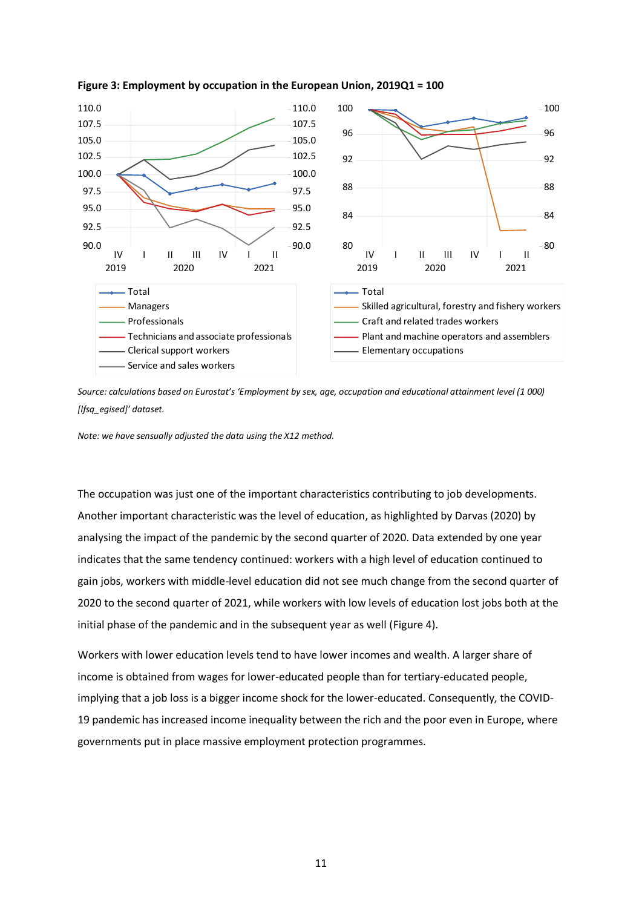**Figure 3: Employment by occupation in the European Union, 2019Q1 = 100**

*Source: calculations based on Eurostat's 'Employment by sex, age, occupation and educational attainment level (1 000) [lfsq_egised]' dataset.*

*Note: we have sensually adjusted the data using the X12 method.*

The occupation was just one of the important characteristics contributing to job developments. Another important characteristic was the level of education, as highlighted by Darvas (2020) by analysing the impact of the pandemic by the second quarter of 2020. Data extended by one year indicates that the same tendency continued: workers with a high level of education continued to gain jobs, workers with middle-level education did not see much change from the second quarter of 2020 to the second quarter of 2021, while workers with low levels of education lost jobs both at the initial phase of the pandemic and in the subsequent year as well (Figure 4).

Workers with lower education levels tend to have lower incomes and wealth. A larger share of income is obtained from wages for lower-educated people than for tertiary-educated people, implying that a job loss is a bigger income shock for the lower-educated. Consequently, the COVID-19 pandemic has increased income inequality between the rich and the poor even in Europe, where governments put in place massive employment protection programmes.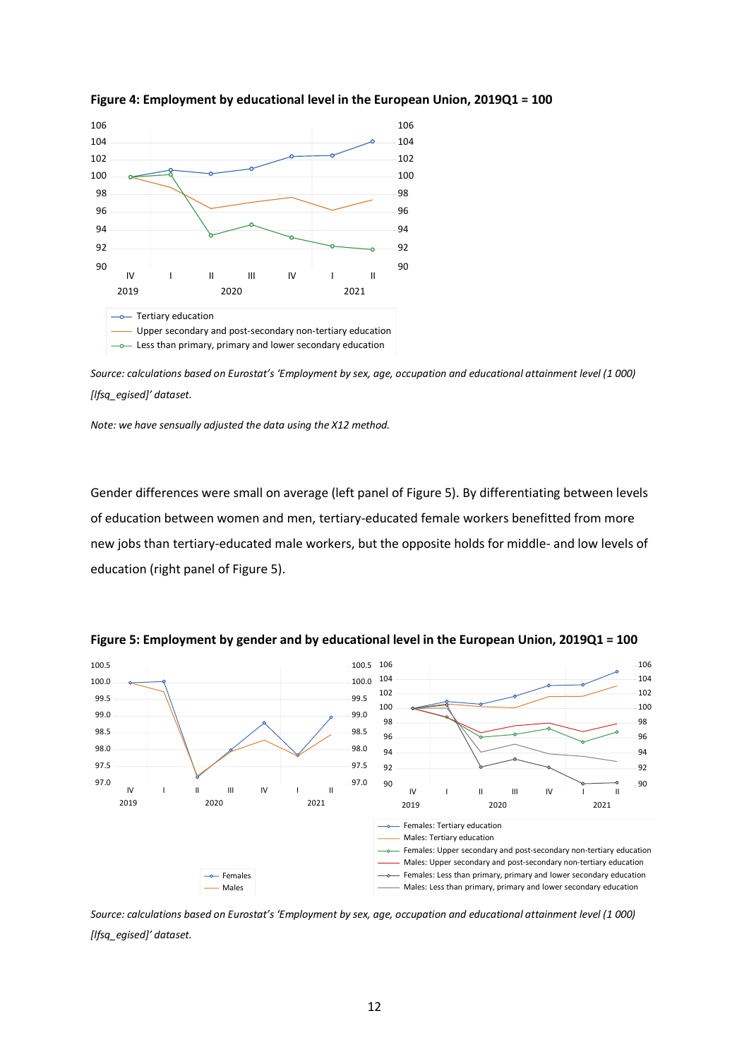**Figure 4: Employment by educational level in the European Union, 2019Q1 = 100**

*Source: calculations based on Eurostat's 'Employment by sex, age, occupation and educational attainment level (1 000) [lfsq_egised]' dataset.*

*Note: we have sensually adjusted the data using the X12 method.*

Gender differences were small on average (left panel of Figure 5). By differentiating between levels of education between women and men, tertiary-educated female workers benefitted from more new jobs than tertiary-educated male workers, but the opposite holds for middle- and low levels of education (right panel of Figure 5).

**Figure 5: Employment by gender and by educational level in the European Union, 2019Q1 = 100**

*Source: calculations based on Eurostat's 'Employment by sex, age, occupation and educational attainment level (1 000) [lfsq_egised]' dataset.*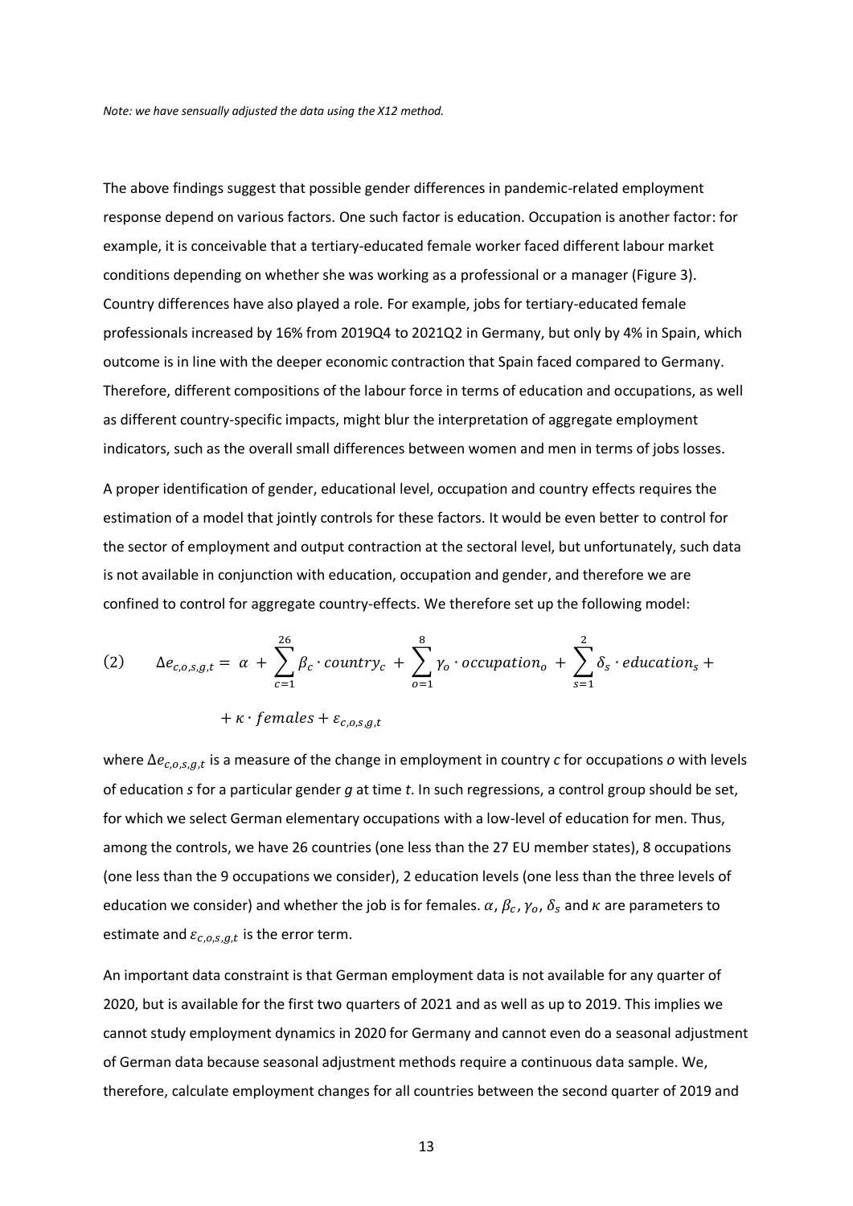*Note: we have sensually adjusted the data using the X12 method.*

The above findings suggest that possible gender differences in pandemic-related employment response depend on various factors. One such factor is education. Occupation is another factor: for example, it is conceivable that a tertiary-educated female worker faced different labour market conditions depending on whether she was working as a professional or a manager (Figure 3). Country differences have also played a role. For example, jobs for tertiary-educated female professionals increased by 16% from 2019Q4 to 2021Q2 in Germany, but only by 4% in Spain, which outcome is in line with the deeper economic contraction that Spain faced compared to Germany. Therefore, different compositions of the labour force in terms of education and occupations, as well as different country-specific impacts, might blur the interpretation of aggregate employment indicators, such as the overall small differences between women and men in terms of jobs losses.

A proper identification of gender, educational level, occupation and country effects requires the estimation of a model that jointly controls for these factors. It would be even better to control for the sector of employment and output contraction at the sectoral level, but unfortunately, such data is not available in conjunction with education, occupation and gender, and therefore we are confined to control for aggregate country-effects. We therefore set up the following model:

$$(2) \qquad \Delta e_{c,o,s,g,t} = \alpha + \sum_{c=1}^{26} \beta_c \cdot country_c + \sum_{o=1}^{8} \gamma_o \cdot occupation_o + \sum_{s=1}^{2} \delta_s \cdot education_s + \kappa \cdot females + \varepsilon_{c,o,s,g,t}$$

where $\Delta e_{c,o,s,g,t}$ is a measure of the change in employment in country *c* for occupations *o* with levels of education *s* for a particular gender *g* at time *t*. In such regressions, a control group should be set, for which we select German elementary occupations with a low-level of education for men. Thus, among the controls, we have 26 countries (one less than the 27 EU member states), 8 occupations (one less than the 9 occupations we consider), 2 education levels (one less than the three levels of education we consider) and whether the job is for females. $\alpha$, $\beta_c$, $\gamma_o$, $\delta_s$ and $\kappa$ are parameters to estimate and $\varepsilon_{c,o,s,g,t}$ is the error term.

An important data constraint is that German employment data is not available for any quarter of 2020, but is available for the first two quarters of 2021 and as well as up to 2019. This implies we cannot study employment dynamics in 2020 for Germany and cannot even do a seasonal adjustment of German data because seasonal adjustment methods require a continuous data sample. We, therefore, calculate employment changes for all countries between the second quarter of 2019 and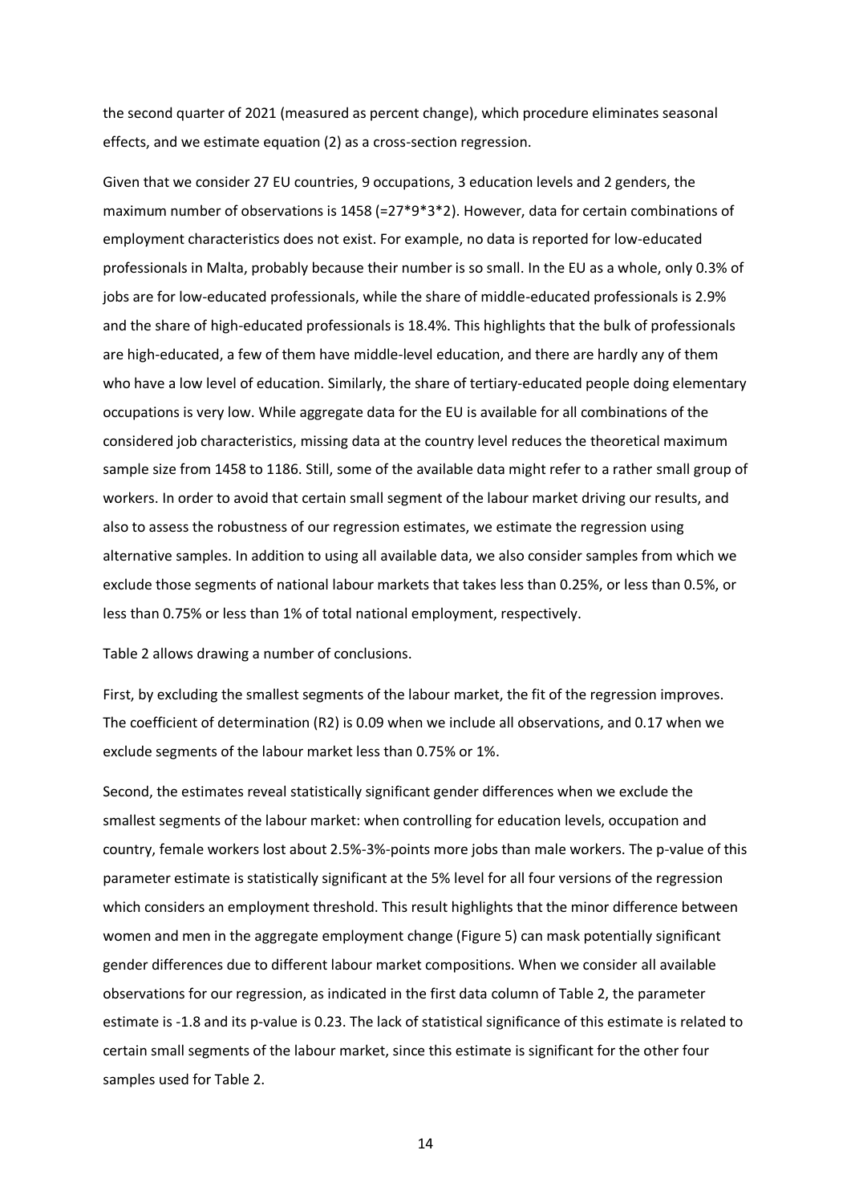the second quarter of 2021 (measured as percent change), which procedure eliminates seasonal effects, and we estimate equation (2) as a cross-section regression.

Given that we consider 27 EU countries, 9 occupations, 3 education levels and 2 genders, the maximum number of observations is 1458 (=27*9*3*2). However, data for certain combinations of employment characteristics does not exist. For example, no data is reported for low-educated professionals in Malta, probably because their number is so small. In the EU as a whole, only 0.3% of jobs are for low-educated professionals, while the share of middle-educated professionals is 2.9% and the share of high-educated professionals is 18.4%. This highlights that the bulk of professionals are high-educated, a few of them have middle-level education, and there are hardly any of them who have a low level of education. Similarly, the share of tertiary-educated people doing elementary occupations is very low. While aggregate data for the EU is available for all combinations of the considered job characteristics, missing data at the country level reduces the theoretical maximum sample size from 1458 to 1186. Still, some of the available data might refer to a rather small group of workers. In order to avoid that certain small segment of the labour market driving our results, and also to assess the robustness of our regression estimates, we estimate the regression using alternative samples. In addition to using all available data, we also consider samples from which we exclude those segments of national labour markets that takes less than 0.25%, or less than 0.5%, or less than 0.75% or less than 1% of total national employment, respectively.

Table 2 allows drawing a number of conclusions.

First, by excluding the smallest segments of the labour market, the fit of the regression improves. The coefficient of determination (R2) is 0.09 when we include all observations, and 0.17 when we exclude segments of the labour market less than 0.75% or 1%.

Second, the estimates reveal statistically significant gender differences when we exclude the smallest segments of the labour market: when controlling for education levels, occupation and country, female workers lost about 2.5%-3%-points more jobs than male workers. The p-value of this parameter estimate is statistically significant at the 5% level for all four versions of the regression which considers an employment threshold. This result highlights that the minor difference between women and men in the aggregate employment change (Figure 5) can mask potentially significant gender differences due to different labour market compositions. When we consider all available observations for our regression, as indicated in the first data column of Table 2, the parameter estimate is -1.8 and its p-value is 0.23. The lack of statistical significance of this estimate is related to certain small segments of the labour market, since this estimate is significant for the other four samples used for Table 2.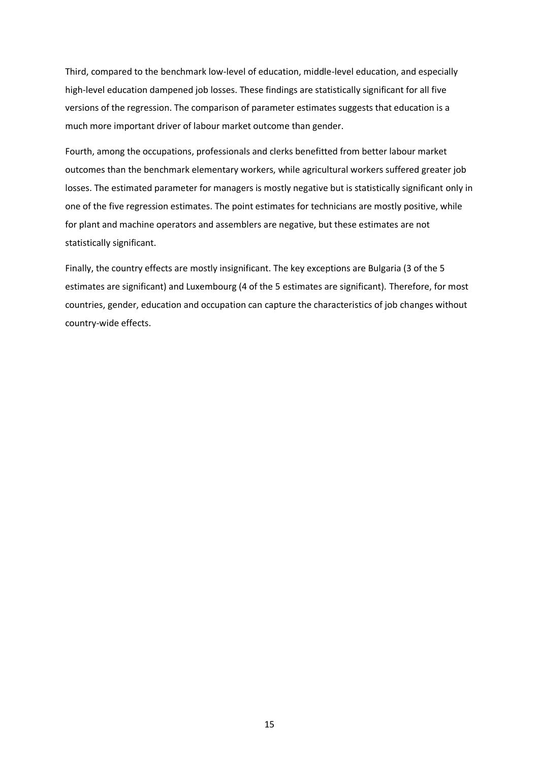Third, compared to the benchmark low-level of education, middle-level education, and especially high-level education dampened job losses. These findings are statistically significant for all five versions of the regression. The comparison of parameter estimates suggests that education is a much more important driver of labour market outcome than gender.

Fourth, among the occupations, professionals and clerks benefitted from better labour market outcomes than the benchmark elementary workers, while agricultural workers suffered greater job losses. The estimated parameter for managers is mostly negative but is statistically significant only in one of the five regression estimates. The point estimates for technicians are mostly positive, while for plant and machine operators and assemblers are negative, but these estimates are not statistically significant.

Finally, the country effects are mostly insignificant. The key exceptions are Bulgaria (3 of the 5 estimates are significant) and Luxembourg (4 of the 5 estimates are significant). Therefore, for most countries, gender, education and occupation can capture the characteristics of job changes without country-wide effects.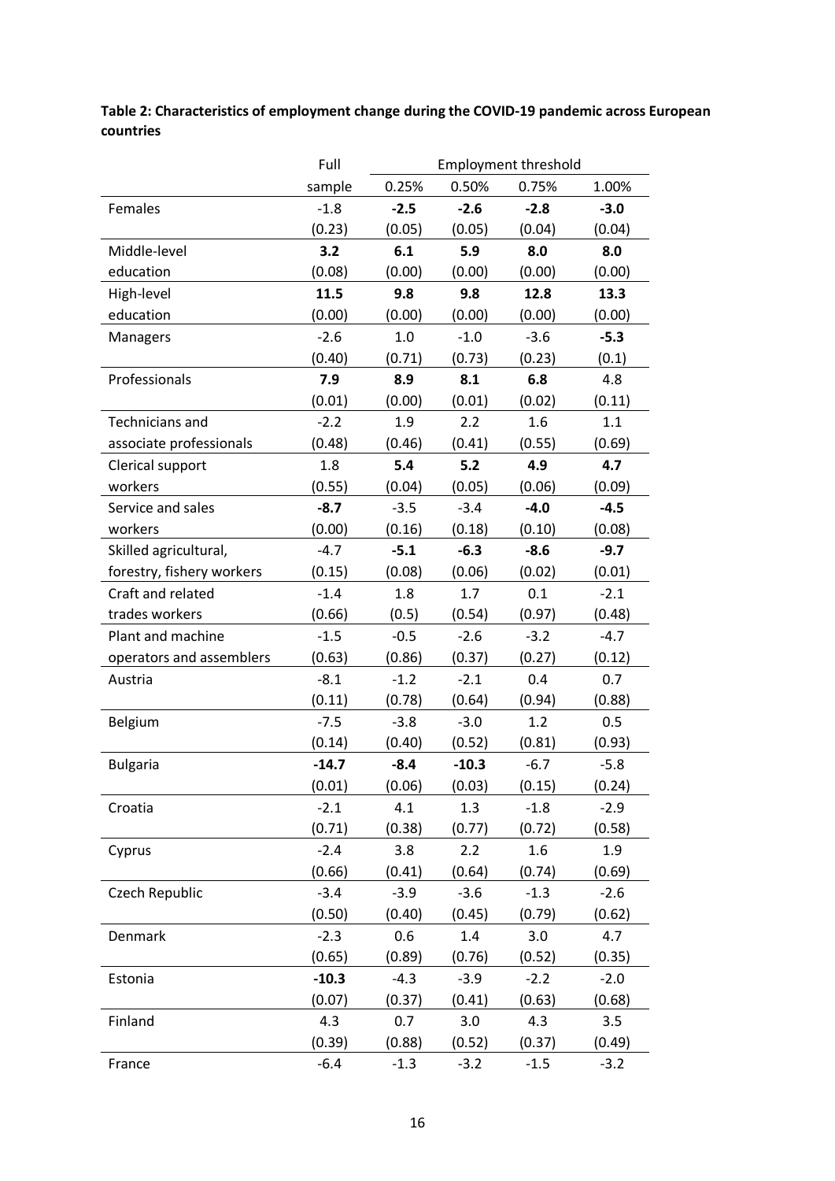**Table 2: Characteristics of employment change during the COVID-19 pandemic across European countries**

| | Full | Employment threshold | | | |
|---|---|---|---|---|---|
| | sample | 0.25% | 0.50% | 0.75% | 1.00% |
| Females | -1.8 | **-2.5** | **-2.6** | **-2.8** | **-3.0** |
| | (0.23) | (0.05) | (0.05) | (0.04) | (0.04) |
| Middle-level education | **3.2** | **6.1** | **5.9** | **8.0** | **8.0** |
| | (0.08) | (0.00) | (0.00) | (0.00) | (0.00) |
| High-level education | **11.5** | **9.8** | **9.8** | **12.8** | **13.3** |
| | (0.00) | (0.00) | (0.00) | (0.00) | (0.00) |
| Managers | -2.6 | 1.0 | -1.0 | -3.6 | **-5.3** |
| | (0.40) | (0.71) | (0.73) | (0.23) | (0.1) |
| Professionals | **7.9** | **8.9** | **8.1** | **6.8** | 4.8 |
| | (0.01) | (0.00) | (0.01) | (0.02) | (0.11) |
| Technicians and associate professionals | -2.2 | 1.9 | 2.2 | 1.6 | 1.1 |
| | (0.48) | (0.46) | (0.41) | (0.55) | (0.69) |
| Clerical support workers | 1.8 | **5.4** | **5.2** | **4.9** | **4.7** |
| | (0.55) | (0.04) | (0.05) | (0.06) | (0.09) |
| Service and sales workers | **-8.7** | -3.5 | -3.4 | **-4.0** | **-4.5** |
| | (0.00) | (0.16) | (0.18) | (0.10) | (0.08) |
| Skilled agricultural, forestry, fishery workers | -4.7 | **-5.1** | **-6.3** | **-8.6** | **-9.7** |
| | (0.15) | (0.08) | (0.06) | (0.02) | (0.01) |
| Craft and related trades workers | -1.4 | 1.8 | 1.7 | 0.1 | -2.1 |
| | (0.66) | (0.5) | (0.54) | (0.97) | (0.48) |
| Plant and machine operators and assemblers | -1.5 | -0.5 | -2.6 | -3.2 | -4.7 |
| | (0.63) | (0.86) | (0.37) | (0.27) | (0.12) |
| Austria | -8.1 | -1.2 | -2.1 | 0.4 | 0.7 |
| | (0.11) | (0.78) | (0.64) | (0.94) | (0.88) |
| Belgium | -7.5 | -3.8 | -3.0 | 1.2 | 0.5 |
| | (0.14) | (0.40) | (0.52) | (0.81) | (0.93) |
| Bulgaria | **-14.7** | **-8.4** | **-10.3** | -6.7 | -5.8 |
| | (0.01) | (0.06) | (0.03) | (0.15) | (0.24) |
| Croatia | -2.1 | 4.1 | 1.3 | -1.8 | -2.9 |
| | (0.71) | (0.38) | (0.77) | (0.72) | (0.58) |
| Cyprus | -2.4 | 3.8 | 2.2 | 1.6 | 1.9 |
| | (0.66) | (0.41) | (0.64) | (0.74) | (0.69) |
| Czech Republic | -3.4 | -3.9 | -3.6 | -1.3 | -2.6 |
| | (0.50) | (0.40) | (0.45) | (0.79) | (0.62) |
| Denmark | -2.3 | 0.6 | 1.4 | 3.0 | 4.7 |
| | (0.65) | (0.89) | (0.76) | (0.52) | (0.35) |
| Estonia | **-10.3** | -4.3 | -3.9 | -2.2 | -2.0 |
| | (0.07) | (0.37) | (0.41) | (0.63) | (0.68) |
| Finland | 4.3 | 0.7 | 3.0 | 4.3 | 3.5 |
| | (0.39) | (0.88) | (0.52) | (0.37) | (0.49) |
| France | -6.4 | -1.3 | -3.2 | -1.5 | -3.2 |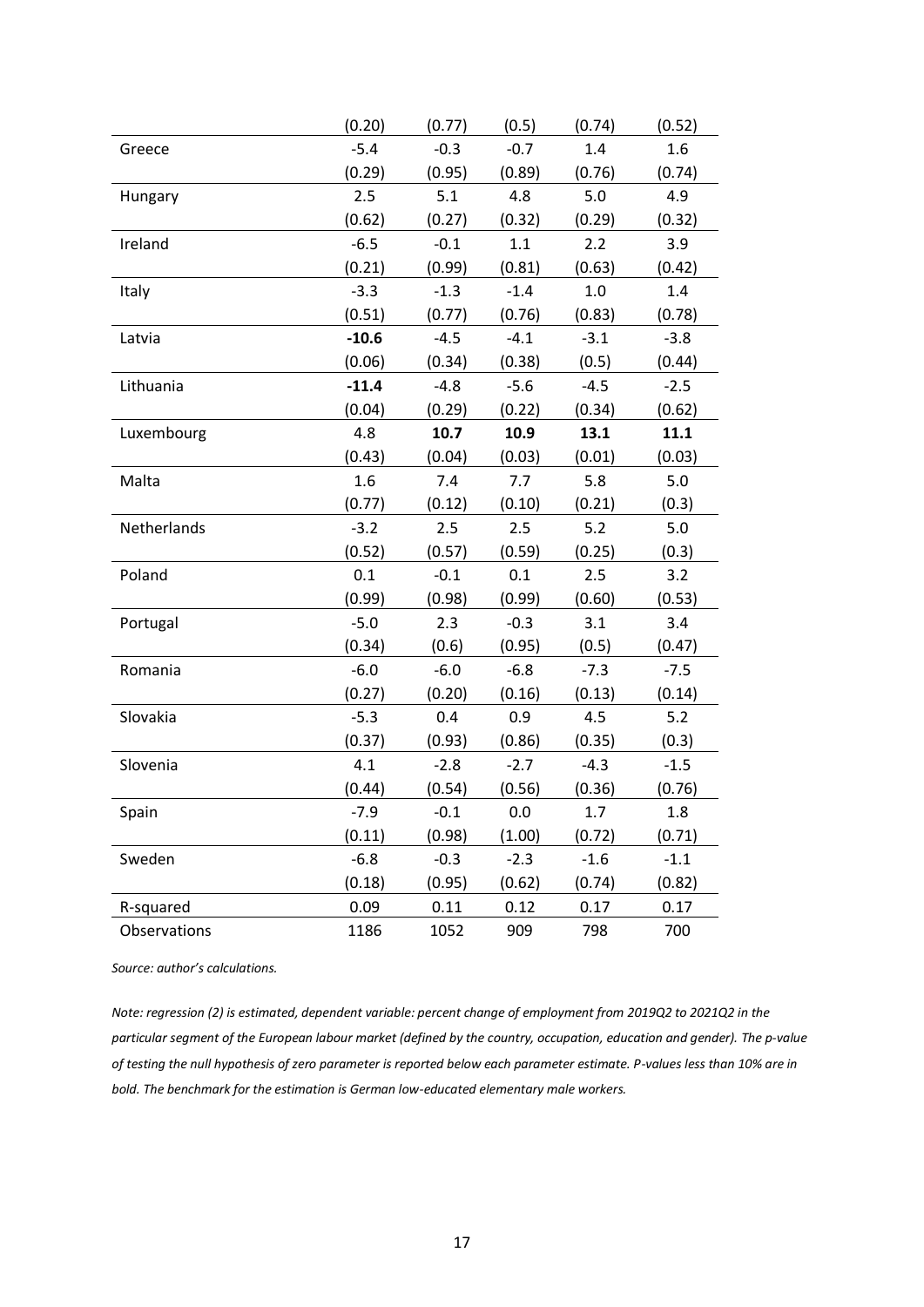| | | | | | |
|---|---|---|---|---|---|
| | (0.20) | (0.77) | (0.5) | (0.74) | (0.52) |
| Greece | -5.4 | -0.3 | -0.7 | 1.4 | 1.6 |
| | (0.29) | (0.95) | (0.89) | (0.76) | (0.74) |
| Hungary | 2.5 | 5.1 | 4.8 | 5.0 | 4.9 |
| | (0.62) | (0.27) | (0.32) | (0.29) | (0.32) |
| Ireland | -6.5 | -0.1 | 1.1 | 2.2 | 3.9 |
| | (0.21) | (0.99) | (0.81) | (0.63) | (0.42) |
| Italy | -3.3 | -1.3 | -1.4 | 1.0 | 1.4 |
| | (0.51) | (0.77) | (0.76) | (0.83) | (0.78) |
| Latvia | **-10.6** | -4.5 | -4.1 | -3.1 | -3.8 |
| | (0.06) | (0.34) | (0.38) | (0.5) | (0.44) |
| Lithuania | **-11.4** | -4.8 | -5.6 | -4.5 | -2.5 |
| | (0.04) | (0.29) | (0.22) | (0.34) | (0.62) |
| Luxembourg | 4.8 | **10.7** | **10.9** | **13.1** | **11.1** |
| | (0.43) | (0.04) | (0.03) | (0.01) | (0.03) |
| Malta | 1.6 | 7.4 | 7.7 | 5.8 | 5.0 |
| | (0.77) | (0.12) | (0.10) | (0.21) | (0.3) |
| Netherlands | -3.2 | 2.5 | 2.5 | 5.2 | 5.0 |
| | (0.52) | (0.57) | (0.59) | (0.25) | (0.3) |
| Poland | 0.1 | -0.1 | 0.1 | 2.5 | 3.2 |
| | (0.99) | (0.98) | (0.99) | (0.60) | (0.53) |
| Portugal | -5.0 | 2.3 | -0.3 | 3.1 | 3.4 |
| | (0.34) | (0.6) | (0.95) | (0.5) | (0.47) |
| Romania | -6.0 | -6.0 | -6.8 | -7.3 | -7.5 |
| | (0.27) | (0.20) | (0.16) | (0.13) | (0.14) |
| Slovakia | -5.3 | 0.4 | 0.9 | 4.5 | 5.2 |
| | (0.37) | (0.93) | (0.86) | (0.35) | (0.3) |
| Slovenia | 4.1 | -2.8 | -2.7 | -4.3 | -1.5 |
| | (0.44) | (0.54) | (0.56) | (0.36) | (0.76) |
| Spain | -7.9 | -0.1 | 0.0 | 1.7 | 1.8 |
| | (0.11) | (0.98) | (1.00) | (0.72) | (0.71) |
| Sweden | -6.8 | -0.3 | -2.3 | -1.6 | -1.1 |
| | (0.18) | (0.95) | (0.62) | (0.74) | (0.82) |
| R-squared | 0.09 | 0.11 | 0.12 | 0.17 | 0.17 |
| Observations | 1186 | 1052 | 909 | 798 | 700 |

*Source: author's calculations.*

*Note: regression (2) is estimated, dependent variable: percent change of employment from 2019Q2 to 2021Q2 in the particular segment of the European labour market (defined by the country, occupation, education and gender). The p-value of testing the null hypothesis of zero parameter is reported below each parameter estimate. P-values less than 10% are in bold. The benchmark for the estimation is German low-educated elementary male workers.*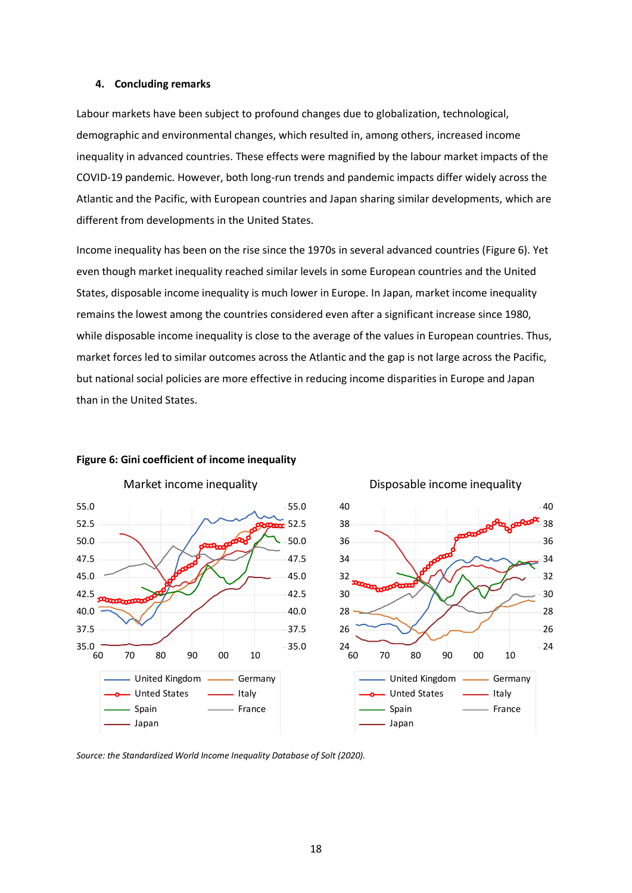#### 4. Concluding remarks

Labour markets have been subject to profound changes due to globalization, technological, demographic and environmental changes, which resulted in, among others, increased income inequality in advanced countries. These effects were magnified by the labour market impacts of the COVID-19 pandemic. However, both long-run trends and pandemic impacts differ widely across the Atlantic and the Pacific, with European countries and Japan sharing similar developments, which are different from developments in the United States.

Income inequality has been on the rise since the 1970s in several advanced countries (Figure 6). Yet even though market inequality reached similar levels in some European countries and the United States, disposable income inequality is much lower in Europe. In Japan, market income inequality remains the lowest among the countries considered even after a significant increase since 1980, while disposable income inequality is close to the average of the values in European countries. Thus, market forces led to similar outcomes across the Atlantic and the gap is not large across the Pacific, but national social policies are more effective in reducing income disparities in Europe and Japan than in the United States.

**Figure 6: Gini coefficient of income inequality**

*Source: the Standardized World Income Inequality Database of Solt (2020).*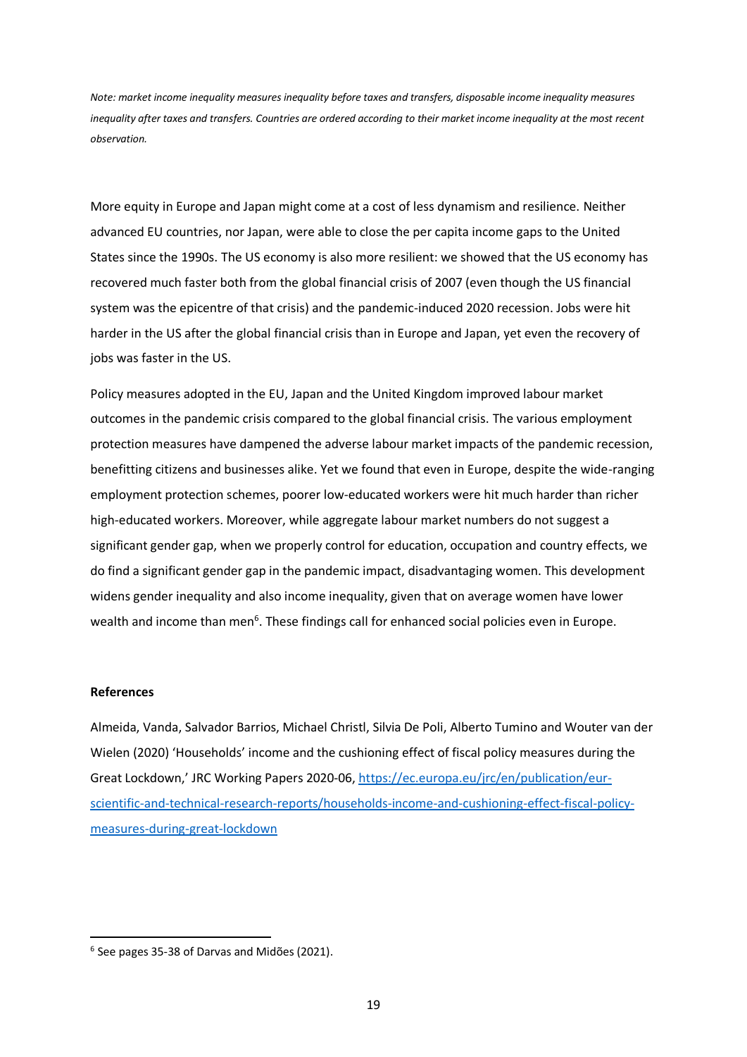*Note: market income inequality measures inequality before taxes and transfers, disposable income inequality measures inequality after taxes and transfers. Countries are ordered according to their market income inequality at the most recent observation.*

More equity in Europe and Japan might come at a cost of less dynamism and resilience. Neither advanced EU countries, nor Japan, were able to close the per capita income gaps to the United States since the 1990s. The US economy is also more resilient: we showed that the US economy has recovered much faster both from the global financial crisis of 2007 (even though the US financial system was the epicentre of that crisis) and the pandemic-induced 2020 recession. Jobs were hit harder in the US after the global financial crisis than in Europe and Japan, yet even the recovery of jobs was faster in the US.

Policy measures adopted in the EU, Japan and the United Kingdom improved labour market outcomes in the pandemic crisis compared to the global financial crisis. The various employment protection measures have dampened the adverse labour market impacts of the pandemic recession, benefitting citizens and businesses alike. Yet we found that even in Europe, despite the wide-ranging employment protection schemes, poorer low-educated workers were hit much harder than richer high-educated workers. Moreover, while aggregate labour market numbers do not suggest a significant gender gap, when we properly control for education, occupation and country effects, we do find a significant gender gap in the pandemic impact, disadvantaging women. This development widens gender inequality and also income inequality, given that on average women have lower wealth and income than men[6]. These findings call for enhanced social policies even in Europe.

**References**

Almeida, Vanda, Salvador Barrios, Michael Christl, Silvia De Poli, Alberto Tumino and Wouter van der Wielen (2020) 'Households' income and the cushioning effect of fiscal policy measures during the Great Lockdown,' JRC Working Papers 2020-06, https://ec.europa.eu/jrc/en/publication/eur-scientific-and-technical-research-reports/households-income-and-cushioning-effect-fiscal-policy-measures-during-great-lockdown

[6] See pages 35-38 of Darvas and Midões (2021).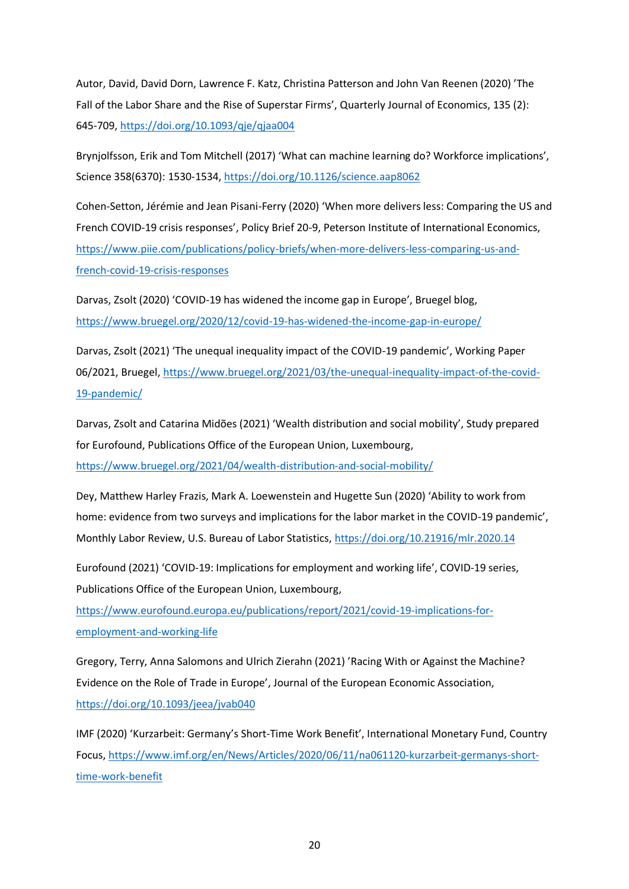Autor, David, David Dorn, Lawrence F. Katz, Christina Patterson and John Van Reenen (2020) 'The Fall of the Labor Share and the Rise of Superstar Firms', Quarterly Journal of Economics, 135 (2): 645-709, https://doi.org/10.1093/qje/qjaa004

Brynjolfsson, Erik and Tom Mitchell (2017) 'What can machine learning do? Workforce implications', Science 358(6370): 1530-1534, https://doi.org/10.1126/science.aap8062

Cohen-Setton, Jérémie and Jean Pisani-Ferry (2020) 'When more delivers less: Comparing the US and French COVID-19 crisis responses', Policy Brief 20-9, Peterson Institute of International Economics, https://www.piie.com/publications/policy-briefs/when-more-delivers-less-comparing-us-and-french-covid-19-crisis-responses

Darvas, Zsolt (2020) 'COVID-19 has widened the income gap in Europe', Bruegel blog, https://www.bruegel.org/2020/12/covid-19-has-widened-the-income-gap-in-europe/

Darvas, Zsolt (2021) 'The unequal inequality impact of the COVID-19 pandemic', Working Paper 06/2021, Bruegel, https://www.bruegel.org/2021/03/the-unequal-inequality-impact-of-the-covid-19-pandemic/

Darvas, Zsolt and Catarina Midões (2021) 'Wealth distribution and social mobility', Study prepared for Eurofound, Publications Office of the European Union, Luxembourg, https://www.bruegel.org/2021/04/wealth-distribution-and-social-mobility/

Dey, Matthew Harley Frazis, Mark A. Loewenstein and Hugette Sun (2020) 'Ability to work from home: evidence from two surveys and implications for the labor market in the COVID-19 pandemic', Monthly Labor Review, U.S. Bureau of Labor Statistics, https://doi.org/10.21916/mlr.2020.14

Eurofound (2021) 'COVID-19: Implications for employment and working life', COVID-19 series, Publications Office of the European Union, Luxembourg, https://www.eurofound.europa.eu/publications/report/2021/covid-19-implications-for-employment-and-working-life

Gregory, Terry, Anna Salomons and Ulrich Zierahn (2021) 'Racing With or Against the Machine? Evidence on the Role of Trade in Europe', Journal of the European Economic Association, https://doi.org/10.1093/jeea/jvab040

IMF (2020) 'Kurzarbeit: Germany's Short-Time Work Benefit', International Monetary Fund, Country Focus, https://www.imf.org/en/News/Articles/2020/06/11/na061120-kurzarbeit-germanys-short-time-work-benefit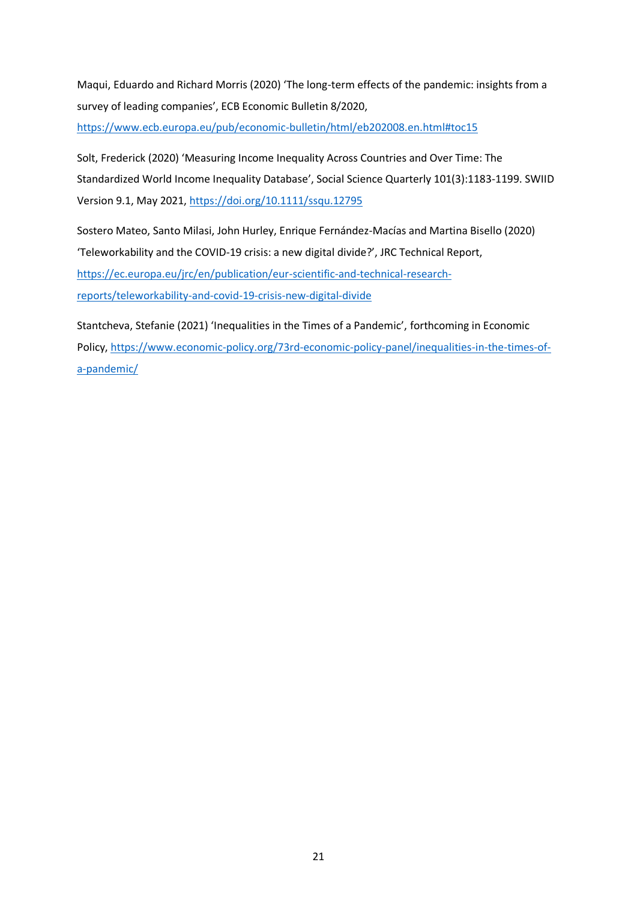Maqui, Eduardo and Richard Morris (2020) 'The long-term effects of the pandemic: insights from a survey of leading companies', ECB Economic Bulletin 8/2020, https://www.ecb.europa.eu/pub/economic-bulletin/html/eb202008.en.html#toc15

Solt, Frederick (2020) 'Measuring Income Inequality Across Countries and Over Time: The Standardized World Income Inequality Database', Social Science Quarterly 101(3):1183-1199. SWIID Version 9.1, May 2021, https://doi.org/10.1111/ssqu.12795

Sostero Mateo, Santo Milasi, John Hurley, Enrique Fernández-Macías and Martina Bisello (2020) 'Teleworkability and the COVID-19 crisis: a new digital divide?', JRC Technical Report, https://ec.europa.eu/jrc/en/publication/eur-scientific-and-technical-research-reports/teleworkability-and-covid-19-crisis-new-digital-divide

Stantcheva, Stefanie (2021) 'Inequalities in the Times of a Pandemic', forthcoming in Economic Policy, https://www.economic-policy.org/73rd-economic-policy-panel/inequalities-in-the-times-of-a-pandemic/